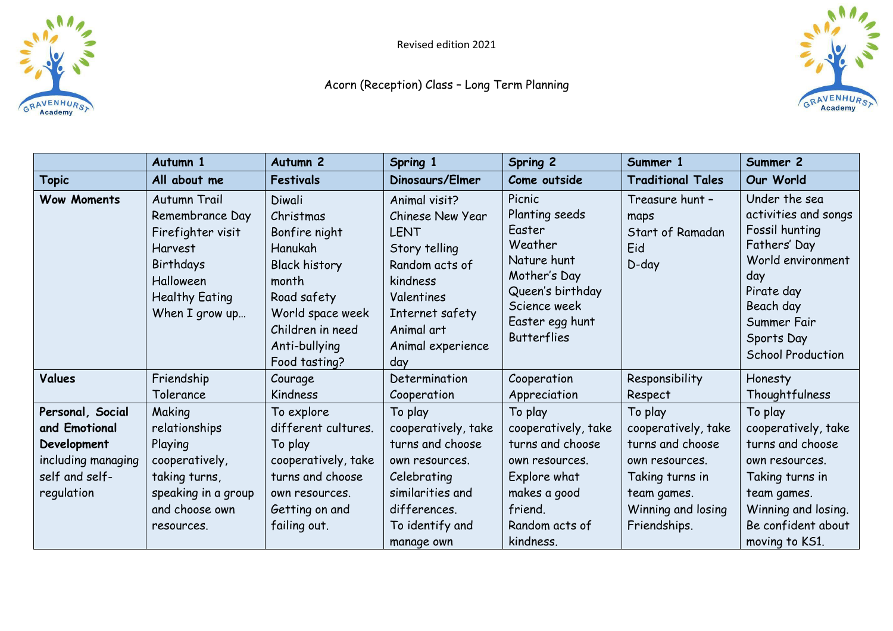Revised edition 2021

Acorn (Reception) Class – Long Term Planning

| | **Autumn 1** | **Autumn 2** | **Spring 1** | **Spring 2** | **Summer 1** | **Summer 2** |
|---|---|---|---|---|---|---|
| **Topic** | **All about me** | **Festivals** | **Dinosaurs/Elmer** | **Come outside** | **Traditional Tales** | **Our World** |
| **Wow Moments** | Autumn Trail<br>Remembrance Day<br>Firefighter visit<br>Harvest<br>Birthdays<br>Halloween<br>Healthy Eating<br>When I grow up… | Diwali<br>Christmas<br>Bonfire night<br>Hanukah<br>Black history month<br>Road safety<br>World space week<br>Children in need<br>Anti-bullying<br>Food tasting? | Animal visit?<br>Chinese New Year<br>LENT<br>Story telling<br>Random acts of kindness<br>Valentines<br>Internet safety<br>Animal art<br>Animal experience day | Picnic<br>Planting seeds<br>Easter<br>Weather<br>Nature hunt<br>Mother's Day<br>Queen's birthday<br>Science week<br>Easter egg hunt<br>Butterflies | Treasure hunt – maps<br>Start of Ramadan<br>Eid<br>D-day | Under the sea activities and songs<br>Fossil hunting<br>Fathers' Day<br>World environment day<br>Pirate day<br>Beach day<br>Summer Fair<br>Sports Day<br>School Production |
| **Values** | Friendship<br>Tolerance | Courage<br>Kindness | Determination<br>Cooperation | Cooperation<br>Appreciation | Responsibility<br>Respect | Honesty<br>Thoughtfulness |
| **Personal, Social and Emotional Development** including managing self and self-regulation | Making relationships<br>Playing cooperatively, taking turns, speaking in a group and choose own resources. | To explore different cultures.<br>To play cooperatively, take turns and choose own resources.<br>Getting on and failing out. | To play cooperatively, take turns and choose own resources.<br>Celebrating similarities and differences.<br>To identify and manage own | To play cooperatively, take turns and choose own resources.<br>Explore what makes a good friend.<br>Random acts of kindness. | To play cooperatively, take turns and choose own resources.<br>Taking turns in team games.<br>Winning and losing<br>Friendships. | To play cooperatively, take turns and choose own resources.<br>Taking turns in team games.<br>Winning and losing.<br>Be confident about moving to KS1. |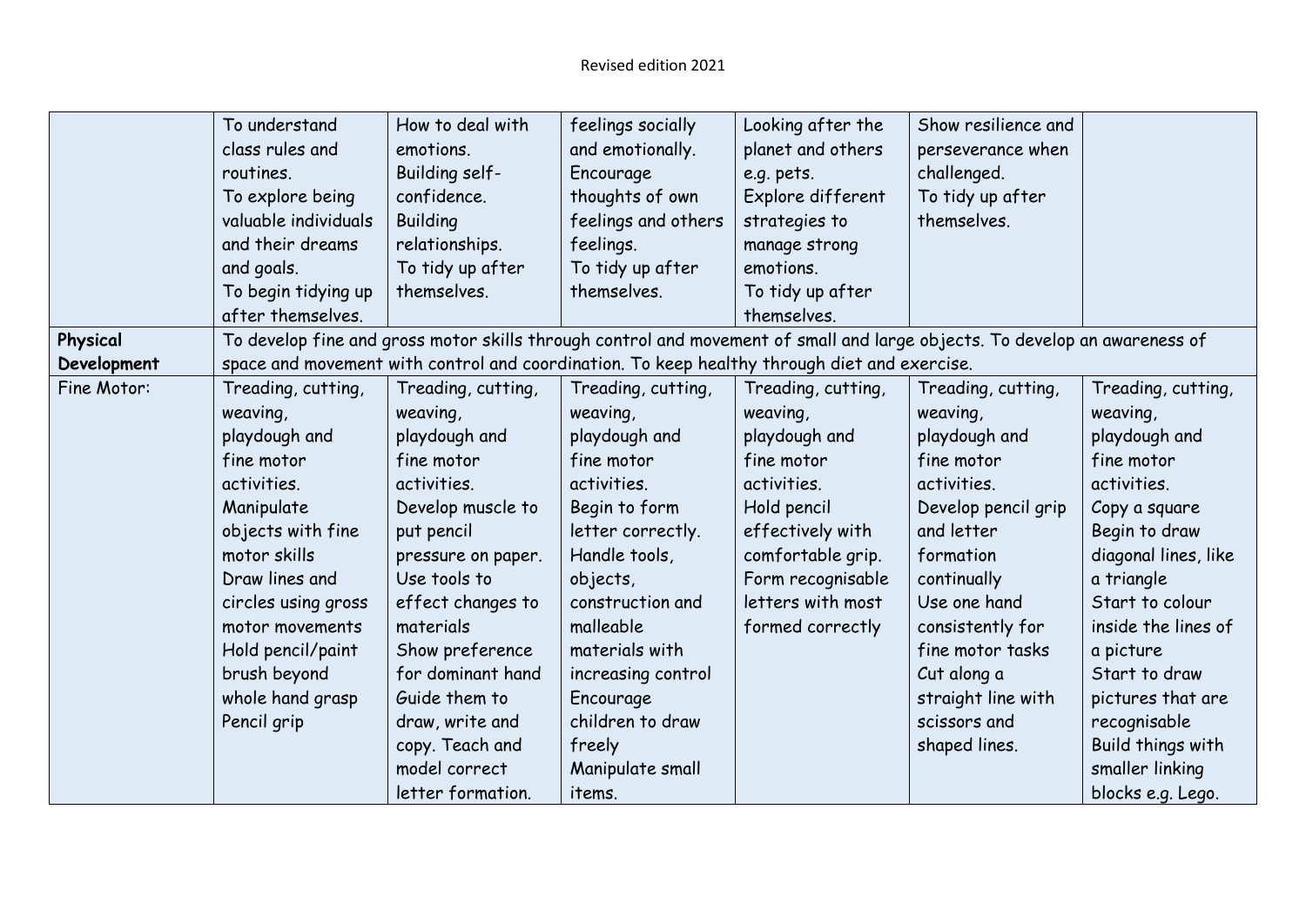Revised edition 2021

| | | | | | | |
|---|---|---|---|---|---|---|
| | To understand class rules and routines.<br>To explore being valuable individuals and their dreams and goals.<br>To begin tidying up after themselves. | How to deal with emotions.<br>Building self-confidence.<br>Building relationships.<br>To tidy up after themselves. | feelings socially and emotionally.<br>Encourage thoughts of own feelings and others feelings.<br>To tidy up after themselves. | Looking after the planet and others e.g. pets.<br>Explore different strategies to manage strong emotions.<br>To tidy up after themselves. | Show resilience and perseverance when challenged.<br>To tidy up after themselves. | |
| **Physical Development** | To develop fine and gross motor skills through control and movement of small and large objects. To develop an awareness of space and movement with control and coordination. To keep healthy through diet and exercise. | | | | | |
| Fine Motor: | Treading, cutting, weaving, playdough and fine motor activities.<br>Manipulate objects with fine motor skills<br>Draw lines and circles using gross motor movements<br>Hold pencil/paint brush beyond whole hand grasp<br>Pencil grip | Treading, cutting, weaving, playdough and fine motor activities.<br>Develop muscle to put pencil pressure on paper.<br>Use tools to effect changes to materials<br>Show preference for dominant hand<br>Guide them to draw, write and copy. Teach and model correct letter formation. | Treading, cutting, weaving, playdough and fine motor activities.<br>Begin to form letter correctly.<br>Handle tools, objects, construction and malleable materials with increasing control<br>Encourage children to draw freely<br>Manipulate small items. | Treading, cutting, weaving, playdough and fine motor activities.<br>Hold pencil effectively with comfortable grip.<br>Form recognisable letters with most formed correctly | Treading, cutting, weaving, playdough and fine motor activities.<br>Develop pencil grip and letter formation continually<br>Use one hand consistently for fine motor tasks<br>Cut along a straight line with scissors and shaped lines. | Treading, cutting, weaving, playdough and fine motor activities.<br>Copy a square<br>Begin to draw diagonal lines, like a triangle<br>Start to colour inside the lines of a picture<br>Start to draw pictures that are recognisable<br>Build things with smaller linking blocks e.g. Lego. |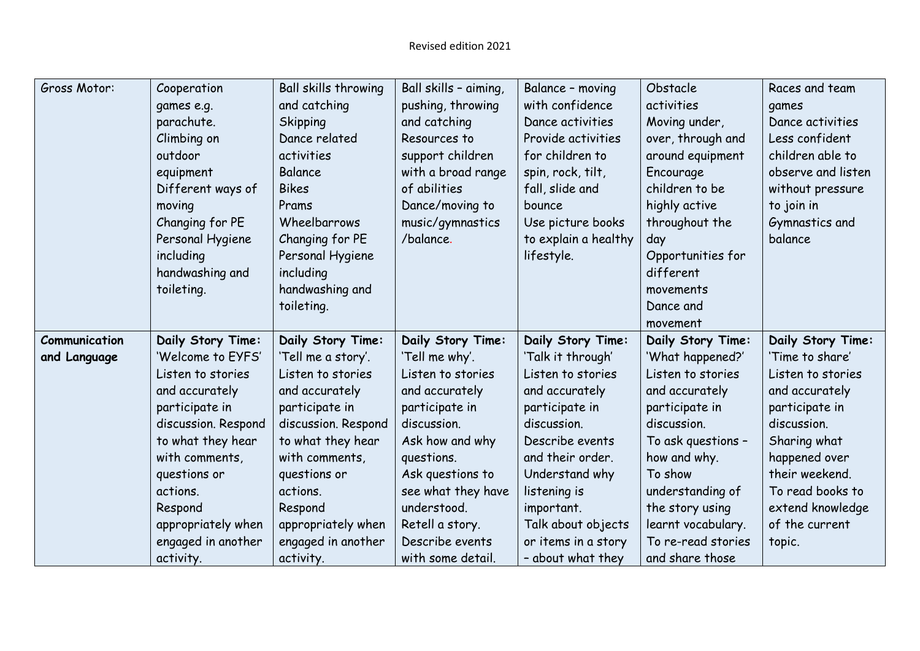| Gross Motor: | Cooperation games e.g. parachute.<br>Climbing on outdoor equipment<br>Different ways of moving<br>Changing for PE<br>Personal Hygiene including handwashing and toileting. | Ball skills throwing and catching<br>Skipping<br>Dance related activities<br>Balance<br>Bikes<br>Prams<br>Wheelbarrows<br>Changing for PE<br>Personal Hygiene including handwashing and toileting. | Ball skills – aiming, pushing, throwing and catching<br>Resources to support children with a broad range of abilities<br>Dance/moving to music/gymnastics /balance. | Balance – moving with confidence<br>Dance activities<br>Provide activities for children to spin, rock, tilt, fall, slide and bounce<br>Use picture books to explain a healthy lifestyle. | Obstacle activities<br>Moving under, over, through and around equipment<br>Encourage children to be highly active throughout the day<br>Opportunities for different movements<br>Dance and movement | Races and team games<br>Dance activities<br>Less confident children able to observe and listen without pressure to join in<br>Gymnastics and balance |
|---|---|---|---|---|---|---|
| **Communication and Language** | **Daily Story Time:**<br>'Welcome to EYFS'<br>Listen to stories and accurately participate in discussion. Respond to what they hear with comments, questions or actions.<br>Respond appropriately when engaged in another activity. | **Daily Story Time:**<br>'Tell me a story'.<br>Listen to stories and accurately participate in discussion. Respond to what they hear with comments, questions or actions.<br>Respond appropriately when engaged in another activity. | **Daily Story Time:**<br>'Tell me why'.<br>Listen to stories and accurately participate in discussion.<br>Ask how and why questions.<br>Ask questions to see what they have understood.<br>Retell a story.<br>Describe events with some detail. | **Daily Story Time:**<br>'Talk it through'<br>Listen to stories and accurately participate in discussion.<br>Describe events and their order.<br>Understand why listening is important.<br>Talk about objects or items in a story – about what they | **Daily Story Time:**<br>'What happened?'<br>Listen to stories and accurately participate in discussion.<br>To ask questions – how and why.<br>To show understanding of the story using learnt vocabulary.<br>To re-read stories and share those | **Daily Story Time:**<br>'Time to share'<br>Listen to stories and accurately participate in discussion.<br>Sharing what happened over their weekend.<br>To read books to extend knowledge of the current topic. |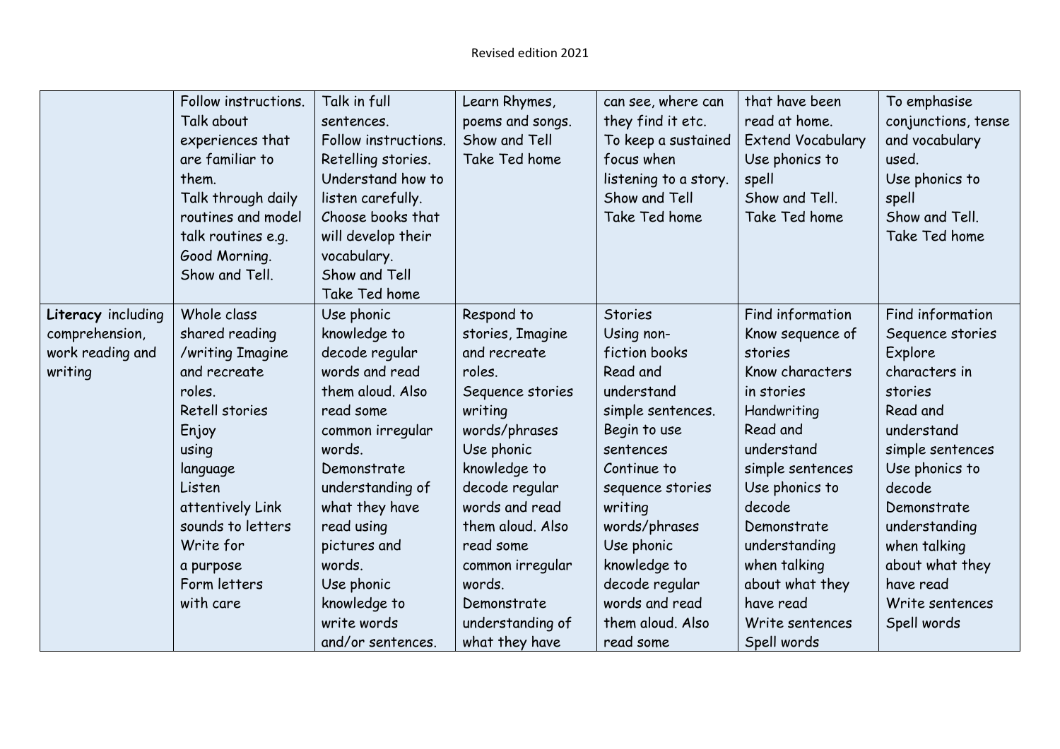| | | | | | | |
|---|---|---|---|---|---|---|
| | Follow instructions. Talk about experiences that are familiar to them. Talk through daily routines and model talk routines e.g. Good Morning. Show and Tell. | Talk in full sentences. Follow instructions. Retelling stories. Understand how to listen carefully. Choose books that will develop their vocabulary. Show and Tell Take Ted home | Learn Rhymes, poems and songs. Show and Tell Take Ted home | can see, where can they find it etc. To keep a sustained focus when listening to a story. Show and Tell Take Ted home | that have been read at home. Extend Vocabulary Use phonics to spell Show and Tell. Take Ted home | To emphasise conjunctions, tense and vocabulary used. Use phonics to spell Show and Tell. Take Ted home |
| **Literacy** including comprehension, work reading and writing | Whole class shared reading /writing Imagine and recreate roles. Retell stories Enjoy using language Listen attentively Link sounds to letters Write for a purpose Form letters with care | Use phonic knowledge to decode regular words and read them aloud. Also read some common irregular words. Demonstrate understanding of what they have read using pictures and words. Use phonic knowledge to write words and/or sentences. | Respond to stories, Imagine and recreate roles. Sequence stories writing words/phrases Use phonic knowledge to decode regular words and read them aloud. Also read some common irregular words. Demonstrate understanding of what they have | Stories Using non-fiction books Read and understand simple sentences. Begin to use sentences Continue to sequence stories writing words/phrases Use phonic knowledge to decode regular words and read them aloud. Also read some | Find information Know sequence of stories Know characters in stories Handwriting Read and understand simple sentences Use phonics to decode Demonstrate understanding when talking about what they have read Write sentences Spell words | Find information Sequence stories Explore characters in stories Read and understand simple sentences Use phonics to decode Demonstrate understanding when talking about what they have read Write sentences Spell words |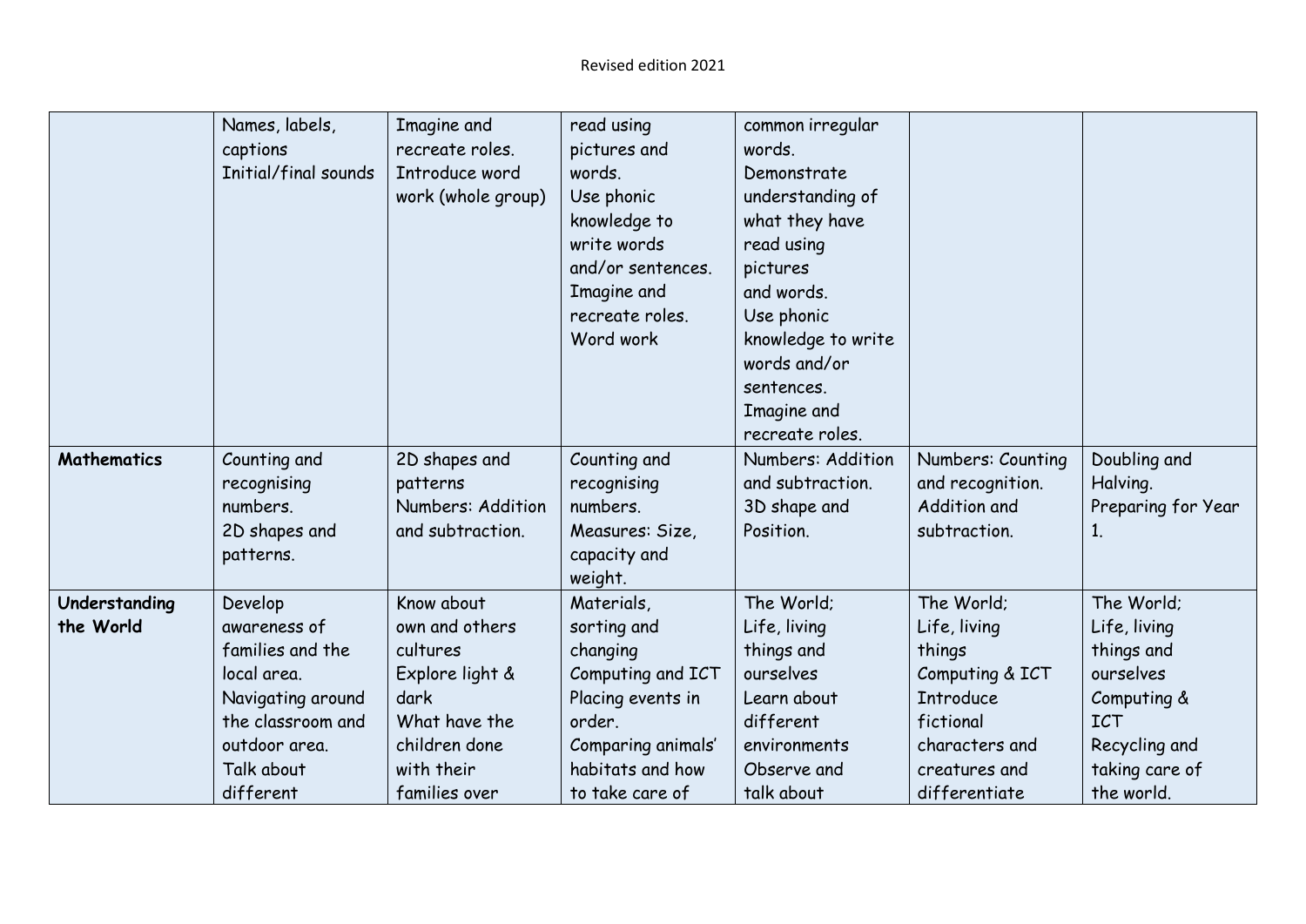Revised edition 2021

| | | | | | | |
|---|---|---|---|---|---|---|
| | Names, labels, captions<br>Initial/final sounds | Imagine and recreate roles.<br>Introduce word work (whole group) | read using pictures and words.<br>Use phonic knowledge to write words and/or sentences.<br>Imagine and recreate roles.<br>Word work | common irregular words.<br>Demonstrate understanding of what they have read using pictures and words.<br>Use phonic knowledge to write words and/or sentences.<br>Imagine and recreate roles. | | |
| **Mathematics** | Counting and recognising numbers.<br>2D shapes and patterns. | 2D shapes and patterns<br>Numbers: Addition and subtraction. | Counting and recognising numbers.<br>Measures: Size, capacity and weight. | Numbers: Addition and subtraction.<br>3D shape and Position. | Numbers: Counting and recognition.<br>Addition and subtraction. | Doubling and Halving.<br>Preparing for Year 1. |
| **Understanding the World** | Develop awareness of families and the local area.<br>Navigating around the classroom and outdoor area.<br>Talk about different | Know about own and others cultures<br>Explore light & dark<br>What have the children done with their families over | Materials, sorting and changing<br>Computing and ICT<br>Placing events in order.<br>Comparing animals' habitats and how to take care of | The World;<br>Life, living things and ourselves<br>Learn about different environments<br>Observe and talk about | The World;<br>Life, living things<br>Computing & ICT<br>Introduce fictional characters and creatures and differentiate | The World;<br>Life, living things and ourselves<br>Computing & ICT<br>Recycling and taking care of the world. |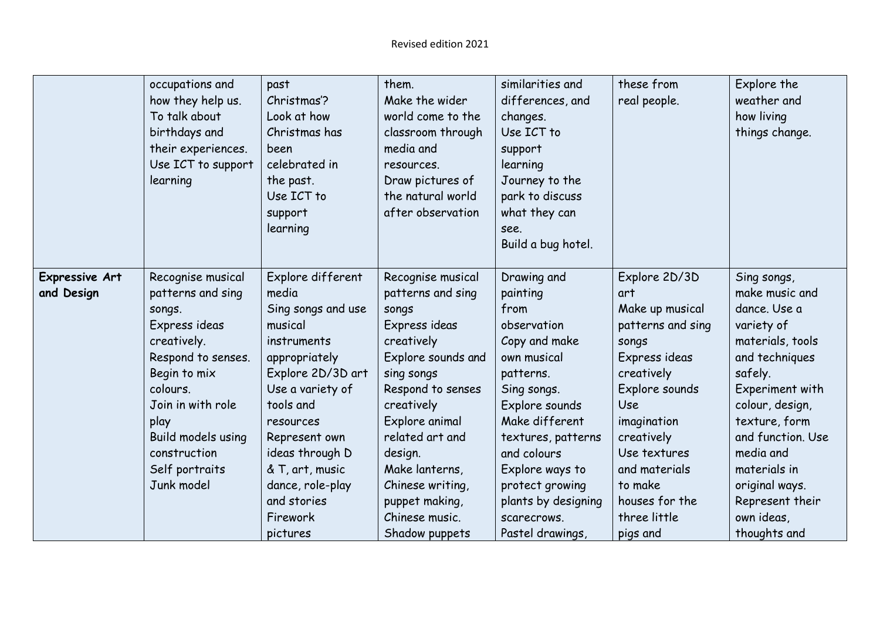"Revised edition 2021" is a running header.

| | | | | | | |
|---|---|---|---|---|---|---|
| | occupations and how they help us. To talk about birthdays and their experiences. Use ICT to support learning | past Christmas'? Look at how Christmas has been celebrated in the past. Use ICT to support learning | them. Make the wider world come to the classroom through media and resources. Draw pictures of the natural world after observation | similarities and differences, and changes. Use ICT to support learning Journey to the park to discuss what they can see. Build a bug hotel. | these from real people. | Explore the weather and how living things change. |
| **Expressive Art and Design** | Recognise musical patterns and sing songs. Express ideas creatively. Respond to senses. Begin to mix colours. Join in with role play Build models using construction Self portraits Junk model | Explore different media Sing songs and use musical instruments appropriately Explore 2D/3D art Use a variety of tools and resources Represent own ideas through D & T, art, music dance, role-play and stories Firework pictures | Recognise musical patterns and sing songs Express ideas creatively Explore sounds and sing songs Respond to senses creatively Explore animal related art and design. Make lanterns, Chinese writing, puppet making, Chinese music. Shadow puppets | Drawing and painting from observation Copy and make own musical patterns. Sing songs. Explore sounds Make different textures, patterns and colours Explore ways to protect growing plants by designing scarecrows. Pastel drawings, | Explore 2D/3D art Make up musical patterns and sing songs Express ideas creatively Explore sounds Use imagination creatively Use textures and materials to make houses for the three little pigs and | Sing songs, make music and dance. Use a variety of materials, tools and techniques safely. Experiment with colour, design, texture, form and function. Use media and materials in original ways. Represent their own ideas, thoughts and |

| | | | | | | |
|---|---|---|---|---|---|---|
| | occupations and how they help us. To talk about birthdays and their experiences. Use ICT to support learning | past Christmas'? Look at how Christmas has been celebrated in the past. Use ICT to support learning | them. Make the wider world come to the classroom through media and resources. Draw pictures of the natural world after observation | similarities and differences, and changes. Use ICT to support learning Journey to the park to discuss what they can see. Build a bug hotel. | these from real people. | Explore the weather and how living things change. |
| **Expressive Art and Design** | Recognise musical patterns and sing songs. Express ideas creatively. Respond to senses. Begin to mix colours. Join in with role play Build models using construction Self portraits Junk model | Explore different media Sing songs and use musical instruments appropriately Explore 2D/3D art Use a variety of tools and resources Represent own ideas through D & T, art, music dance, role-play and stories Firework pictures | Recognise musical patterns and sing songs Express ideas creatively Explore sounds and sing songs Respond to senses creatively Explore animal related art and design. Make lanterns, Chinese writing, puppet making, Chinese music. Shadow puppets | Drawing and painting from observation Copy and make own musical patterns. Sing songs. Explore sounds Make different textures, patterns and colours Explore ways to protect growing plants by designing scarecrows. Pastel drawings, | Explore 2D/3D art Make up musical patterns and sing songs Express ideas creatively Explore sounds Use imagination creatively Use textures and materials to make houses for the three little pigs and | Sing songs, make music and dance. Use a variety of materials, tools and techniques safely. Experiment with colour, design, texture, form and function. Use media and materials in original ways. Represent their own ideas, thoughts and |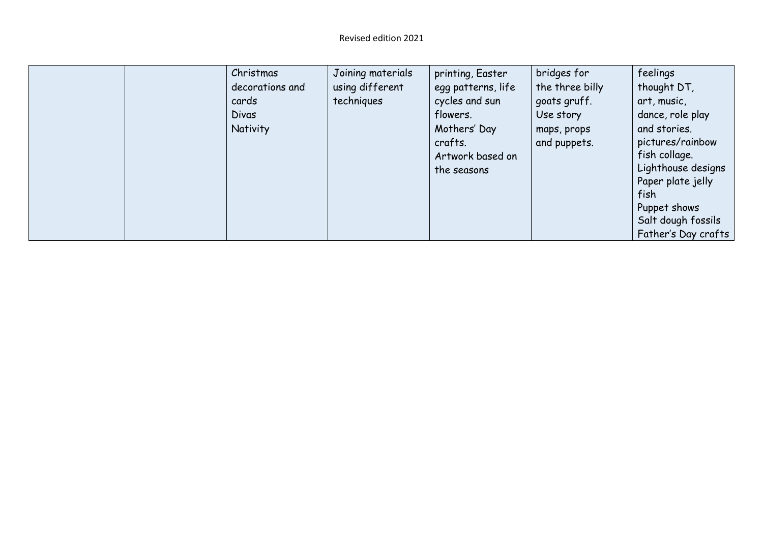| | | | | | | |
|---|---|---|---|---|---|---|
| | | Christmas decorations and cards<br>Divas<br>Nativity | Joining materials using different techniques | printing, Easter egg patterns, life cycles and sun flowers.<br>Mothers' Day crafts.<br>Artwork based on the seasons | bridges for the three billy goats gruff.<br>Use story maps, props and puppets. | feelings thought DT, art, music, dance, role play and stories.<br>pictures/rainbow fish collage.<br>Lighthouse designs<br>Paper plate jelly fish<br>Puppet shows<br>Salt dough fossils<br>Father's Day crafts |